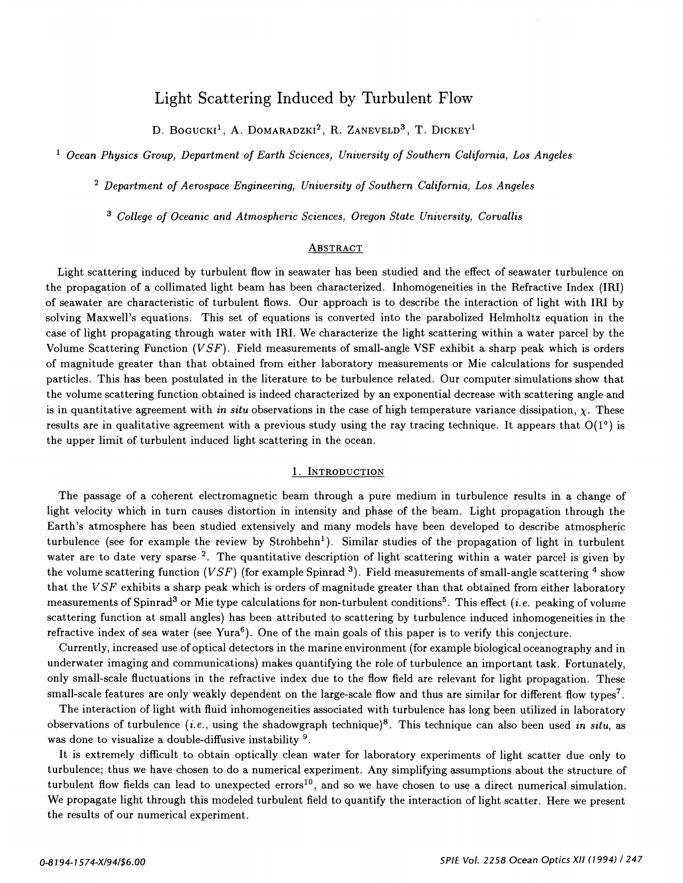# Light Scattering Induced by Turbulent Flow

D. Bogucki[1], A. Domaradzki[2], R. Zaneveld[3], T. Dickey[1]

[1] *Ocean Physics Group, Department of Earth Sciences, University of Southern California, Los Angeles*

[2] *Department of Aerospace Engineering, University of Southern California, Los Angeles*

[3] *College of Oceanic and Atmospheric Sciences, Oregon State University, Corvallis*

## Abstract

Light scattering induced by turbulent flow in seawater has been studied and the effect of seawater turbulence on the propagation of a collimated light beam has been characterized. Inhomogeneities in the Refractive Index (IRI) of seawater are characteristic of turbulent flows. Our approach is to describe the interaction of light with IRI by solving Maxwell's equations. This set of equations is converted into the parabolized Helmholtz equation in the case of light propagating through water with IRI. We characterize the light scattering within a water parcel by the Volume Scattering Function ($VSF$). Field measurements of small-angle VSF exhibit a sharp peak which is orders of magnitude greater than that obtained from either laboratory measurements or Mie calculations for suspended particles. This has been postulated in the literature to be turbulence related. Our computer simulations show that the volume scattering function obtained is indeed characterized by an exponential decrease with scattering angle and is in quantitative agreement with *in situ* observations in the case of high temperature variance dissipation, $\chi$. These results are in qualitative agreement with a previous study using the ray tracing technique. It appears that $O(1^\circ)$ is the upper limit of turbulent induced light scattering in the ocean.

## 1. Introduction

The passage of a coherent electromagnetic beam through a pure medium in turbulence results in a change of light velocity which in turn causes distortion in intensity and phase of the beam. Light propagation through the Earth's atmosphere has been studied extensively and many models have been developed to describe atmospheric turbulence (see for example the review by Strohbehn[1]). Similar studies of the propagation of light in turbulent water are to date very sparse [2]. The quantitative description of light scattering within a water parcel is given by the volume scattering function ($VSF$) (for example Spinrad [3]). Field measurements of small-angle scattering [4] show that the $VSF$ exhibits a sharp peak which is orders of magnitude greater than that obtained from either laboratory measurements of Spinrad[3] or Mie type calculations for non-turbulent conditions[5]. This effect (*i.e.* peaking of volume scattering function at small angles) has been attributed to scattering by turbulence induced inhomogeneities in the refractive index of sea water (see Yura[6]). One of the main goals of this paper is to verify this conjecture.

Currently, increased use of optical detectors in the marine environment (for example biological oceanography and in underwater imaging and communications) makes quantifying the role of turbulence an important task. Fortunately, only small-scale fluctuations in the refractive index due to the flow field are relevant for light propagation. These small-scale features are only weakly dependent on the large-scale flow and thus are similar for different flow types[7].

The interaction of light with fluid inhomogeneities associated with turbulence has long been utilized in laboratory observations of turbulence (*i.e.*, using the shadowgraph technique)[8]. This technique can also been used *in situ*, as was done to visualize a double-diffusive instability [9].

It is extremely difficult to obtain optically clean water for laboratory experiments of light scatter due only to turbulence; thus we have chosen to do a numerical experiment. Any simplifying assumptions about the structure of turbulent flow fields can lead to unexpected errors[10], and so we have chosen to use a direct numerical simulation. We propagate light through this modeled turbulent field to quantify the interaction of light scatter. Here we present the results of our numerical experiment.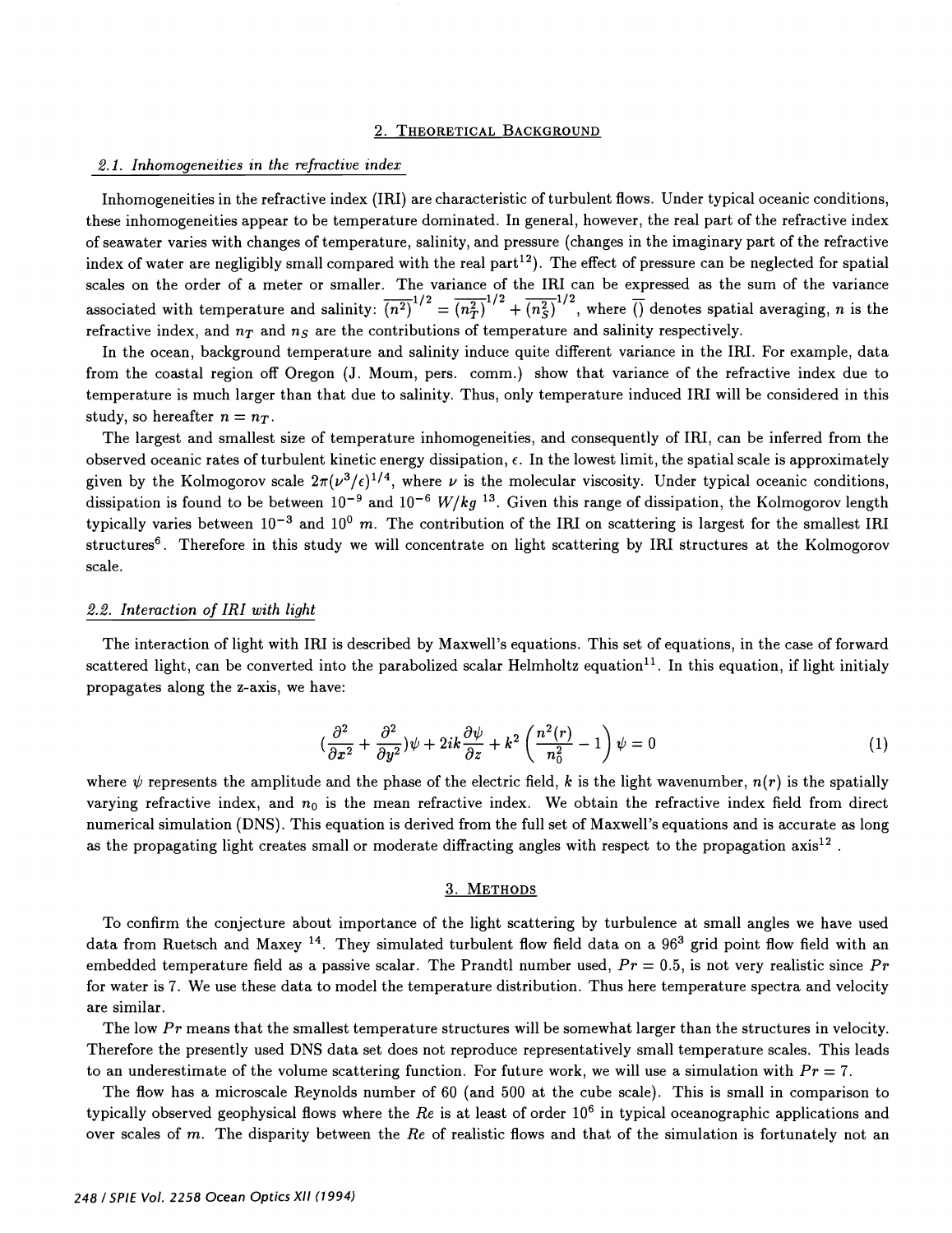## 2. Theoretical Background

### 2.1. Inhomogeneities in the refractive index

Inhomogeneities in the refractive index (IRI) are characteristic of turbulent flows. Under typical oceanic conditions, these inhomogeneities appear to be temperature dominated. In general, however, the real part of the refractive index of seawater varies with changes of temperature, salinity, and pressure (changes in the imaginary part of the refractive index of water are negligibly small compared with the real part[12]). The effect of pressure can be neglected for spatial scales on the order of a meter or smaller. The variance of the IRI can be expressed as the sum of the variance associated with temperature and salinity: $\overline{(n^2)}^{1/2} = \overline{(n_T^2)}^{1/2} + \overline{(n_S^2)}^{1/2}$, where $\overline{()}$ denotes spatial averaging, $n$ is the refractive index, and $n_T$ and $n_S$ are the contributions of temperature and salinity respectively.

In the ocean, background temperature and salinity induce quite different variance in the IRI. For example, data from the coastal region off Oregon (J. Moum, pers. comm.) show that variance of the refractive index due to temperature is much larger than that due to salinity. Thus, only temperature induced IRI will be considered in this study, so hereafter $n = n_T$.

The largest and smallest size of temperature inhomogeneities, and consequently of IRI, can be inferred from the observed oceanic rates of turbulent kinetic energy dissipation, $\epsilon$. In the lowest limit, the spatial scale is approximately given by the Kolmogorov scale $2\pi(\nu^3/\epsilon)^{1/4}$, where $\nu$ is the molecular viscosity. Under typical oceanic conditions, dissipation is found to be between $10^{-9}$ and $10^{-6}$ $W/kg$ [13]. Given this range of dissipation, the Kolmogorov length typically varies between $10^{-3}$ and $10^{0}$ $m$. The contribution of the IRI on scattering is largest for the smallest IRI structures[6]. Therefore in this study we will concentrate on light scattering by IRI structures at the Kolmogorov scale.

### 2.2. Interaction of IRI with light

The interaction of light with IRI is described by Maxwell's equations. This set of equations, in the case of forward scattered light, can be converted into the parabolized scalar Helmholtz equation[11]. In this equation, if light initialy propagates along the z-axis, we have:

$$\left(\frac{\partial^2}{\partial x^2} + \frac{\partial^2}{\partial y^2}\right)\psi + 2ik\frac{\partial \psi}{\partial z} + k^2\left(\frac{n^2(r)}{n_0^2} - 1\right)\psi = 0 \tag{1}$$

where $\psi$ represents the amplitude and the phase of the electric field, $k$ is the light wavenumber, $n(r)$ is the spatially varying refractive index, and $n_0$ is the mean refractive index. We obtain the refractive index field from direct numerical simulation (DNS). This equation is derived from the full set of Maxwell's equations and is accurate as long as the propagating light creates small or moderate diffracting angles with respect to the propagation axis[12].

## 3. Methods

To confirm the conjecture about importance of the light scattering by turbulence at small angles we have used data from Ruetsch and Maxey [14]. They simulated turbulent flow field data on a $96^3$ grid point flow field with an embedded temperature field as a passive scalar. The Prandtl number used, $Pr = 0.5$, is not very realistic since $Pr$ for water is 7. We use these data to model the temperature distribution. Thus here temperature spectra and velocity are similar.

The low $Pr$ means that the smallest temperature structures will be somewhat larger than the structures in velocity. Therefore the presently used DNS data set does not reproduce representatively small temperature scales. This leads to an underestimate of the volume scattering function. For future work, we will use a simulation with $Pr = 7$.

The flow has a microscale Reynolds number of 60 (and 500 at the cube scale). This is small in comparison to typically observed geophysical flows where the $Re$ is at least of order $10^6$ in typical oceanographic applications and over scales of $m$. The disparity between the $Re$ of realistic flows and that of the simulation is fortunately not an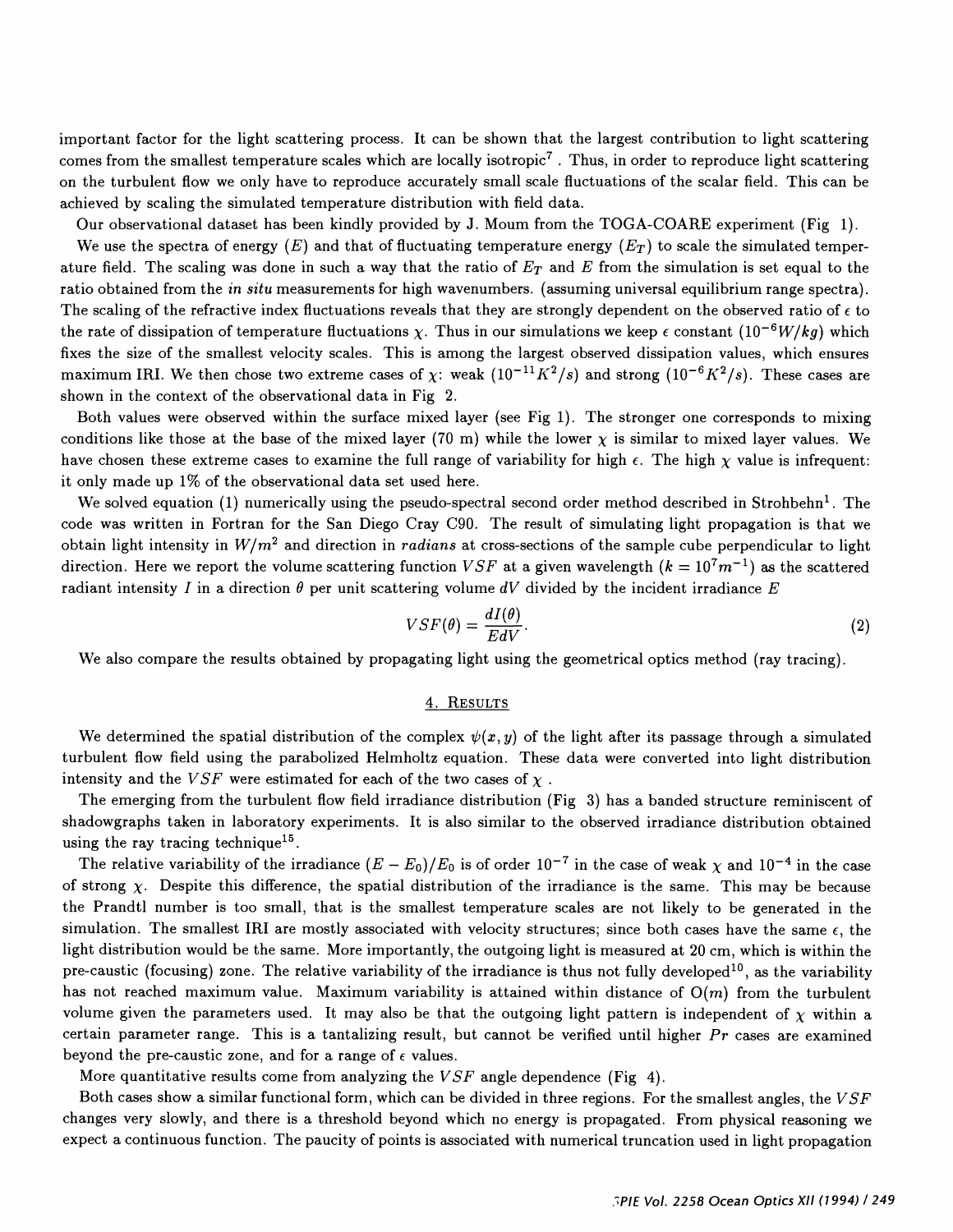important factor for the light scattering process. It can be shown that the largest contribution to light scattering comes from the smallest temperature scales which are locally isotropic[7]. Thus, in order to reproduce light scattering on the turbulent flow we only have to reproduce accurately small scale fluctuations of the scalar field. This can be achieved by scaling the simulated temperature distribution with field data.

Our observational dataset has been kindly provided by J. Moum from the TOGA-COARE experiment (Fig 1).

We use the spectra of energy ($E$) and that of fluctuating temperature energy ($E_T$) to scale the simulated temperature field. The scaling was done in such a way that the ratio of $E_T$ and $E$ from the simulation is set equal to the ratio obtained from the *in situ* measurements for high wavenumbers. (assuming universal equilibrium range spectra). The scaling of the refractive index fluctuations reveals that they are strongly dependent on the observed ratio of $\epsilon$ to the rate of dissipation of temperature fluctuations $\chi$. Thus in our simulations we keep $\epsilon$ constant ($10^{-6} W/kg$) which fixes the size of the smallest velocity scales. This is among the largest observed dissipation values, which ensures maximum IRI. We then chose two extreme cases of $\chi$: weak ($10^{-11} K^2/s$) and strong ($10^{-6} K^2/s$). These cases are shown in the context of the observational data in Fig 2.

Both values were observed within the surface mixed layer (see Fig 1). The stronger one corresponds to mixing conditions like those at the base of the mixed layer (70 m) while the lower $\chi$ is similar to mixed layer values. We have chosen these extreme cases to examine the full range of variability for high $\epsilon$. The high $\chi$ value is infrequent: it only made up 1% of the observational data set used here.

We solved equation (1) numerically using the pseudo-spectral second order method described in Strohbehn[1]. The code was written in Fortran for the San Diego Cray C90. The result of simulating light propagation is that we obtain light intensity in $W/m^2$ and direction in *radians* at cross-sections of the sample cube perpendicular to light direction. Here we report the volume scattering function $VSF$ at a given wavelength ($k = 10^7 m^{-1}$) as the scattered radiant intensity $I$ in a direction $\theta$ per unit scattering volume $dV$ divided by the incident irradiance $E$

$$VSF(\theta) = \frac{dI(\theta)}{E dV}. \tag{2}$$

We also compare the results obtained by propagating light using the geometrical optics method (ray tracing).

## 4. Results

We determined the spatial distribution of the complex $\psi(x, y)$ of the light after its passage through a simulated turbulent flow field using the parabolized Helmholtz equation. These data were converted into light distribution intensity and the $VSF$ were estimated for each of the two cases of $\chi$.

The emerging from the turbulent flow field irradiance distribution (Fig 3) has a banded structure reminiscent of shadowgraphs taken in laboratory experiments. It is also similar to the observed irradiance distribution obtained using the ray tracing technique[15].

The relative variability of the irradiance $(E - E_0)/E_0$ is of order $10^{-7}$ in the case of weak $\chi$ and $10^{-4}$ in the case of strong $\chi$. Despite this difference, the spatial distribution of the irradiance is the same. This may be because the Prandtl number is too small, that is the smallest temperature scales are not likely to be generated in the simulation. The smallest IRI are mostly associated with velocity structures; since both cases have the same $\epsilon$, the light distribution would be the same. More importantly, the outgoing light is measured at 20 cm, which is within the pre-caustic (focusing) zone. The relative variability of the irradiance is thus not fully developed[10], as the variability has not reached maximum value. Maximum variability is attained within distance of O($m$) from the turbulent volume given the parameters used. It may also be that the outgoing light pattern is independent of $\chi$ within a certain parameter range. This is a tantalizing result, but cannot be verified until higher $Pr$ cases are examined beyond the pre-caustic zone, and for a range of $\epsilon$ values.

More quantitative results come from analyzing the $VSF$ angle dependence (Fig 4).

Both cases show a similar functional form, which can be divided in three regions. For the smallest angles, the $VSF$ changes very slowly, and there is a threshold beyond which no energy is propagated. From physical reasoning we expect a continuous function. The paucity of points is associated with numerical truncation used in light propagation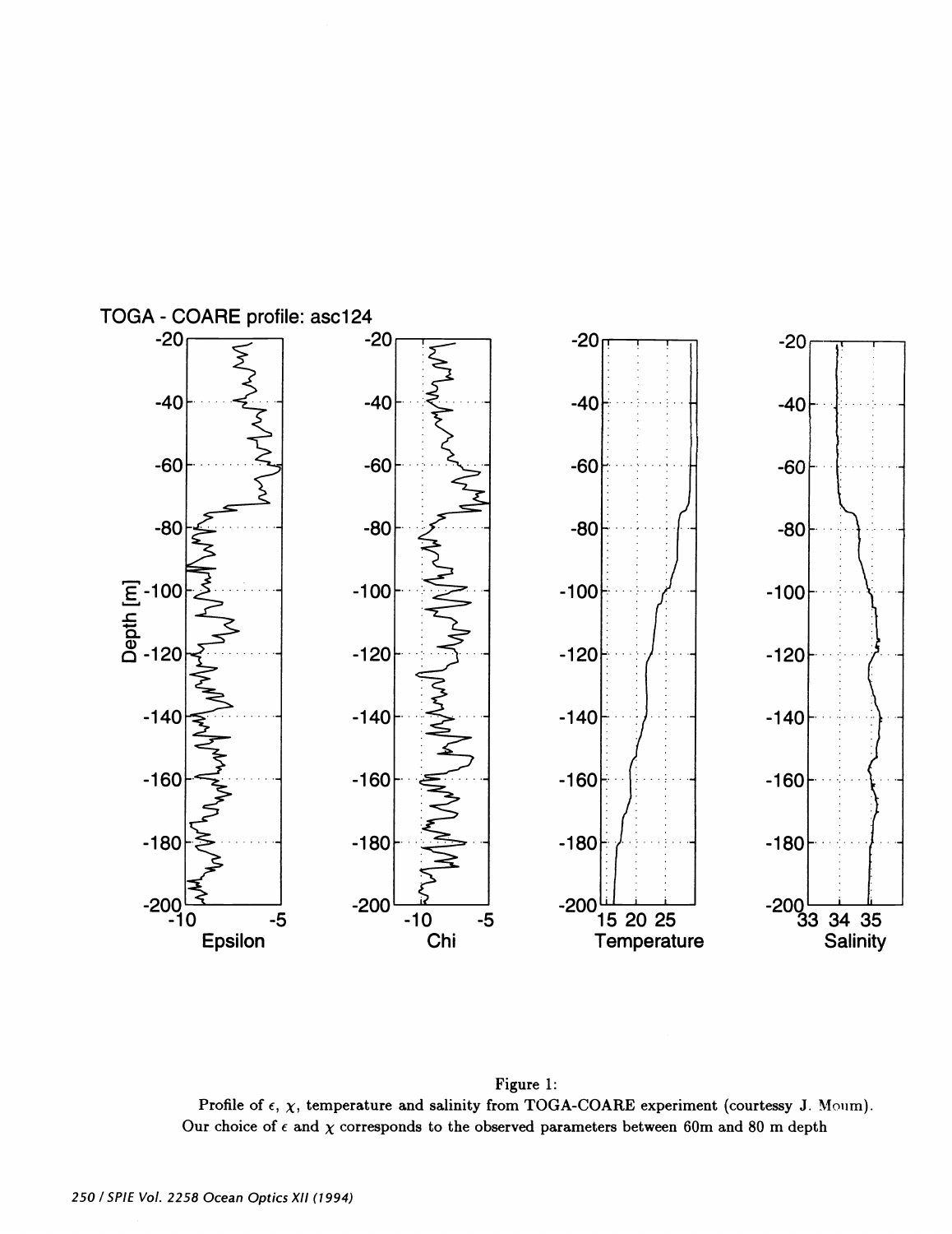Figure 1:
Profile of $\epsilon$, $\chi$, temperature and salinity from TOGA-COARE experiment (courtessy J. Moum). Our choice of $\epsilon$ and $\chi$ corresponds to the observed parameters between 60m and 80 m depth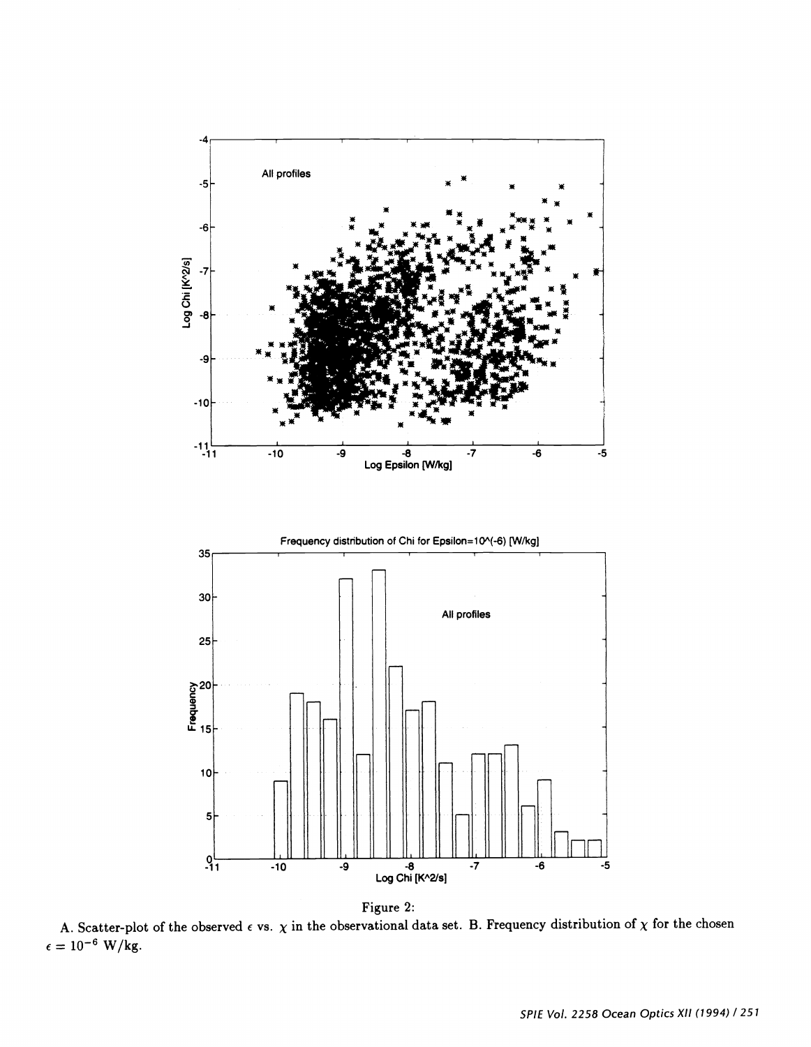Figure 2:

A. Scatter-plot of the observed $\epsilon$ vs. $\chi$ in the observational data set. B. Frequency distribution of $\chi$ for the chosen $\epsilon = 10^{-6}$ W/kg.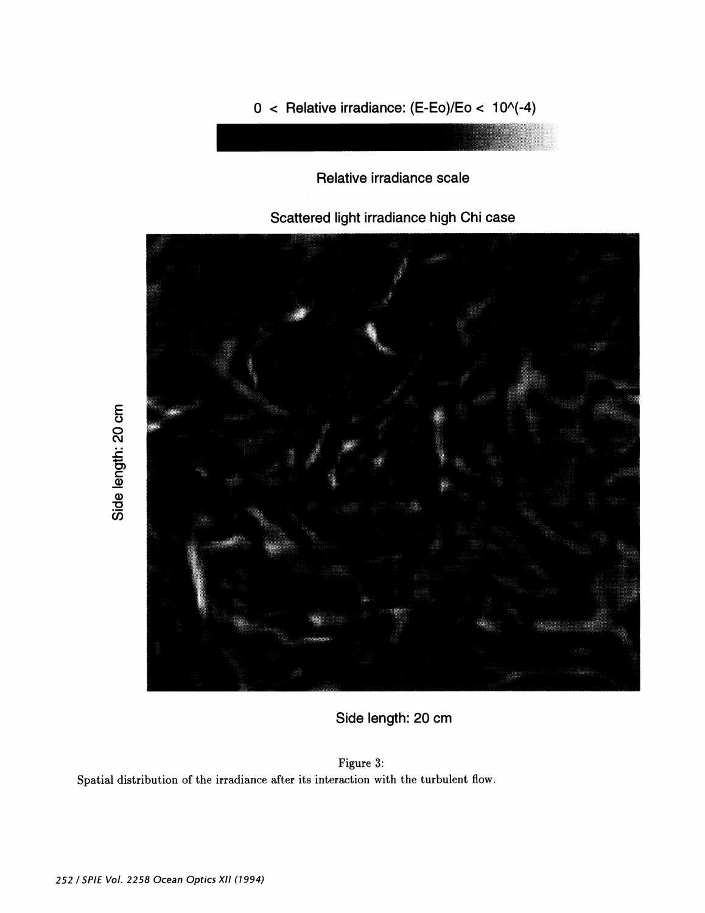0 < Relative irradiance: (E-Eo)/Eo < 10^(-4)

Relative irradiance scale

Scattered light irradiance high Chi case

Side length: 20 cm

Side length: 20 cm

Figure 3:
Spatial distribution of the irradiance after its interaction with the turbulent flow.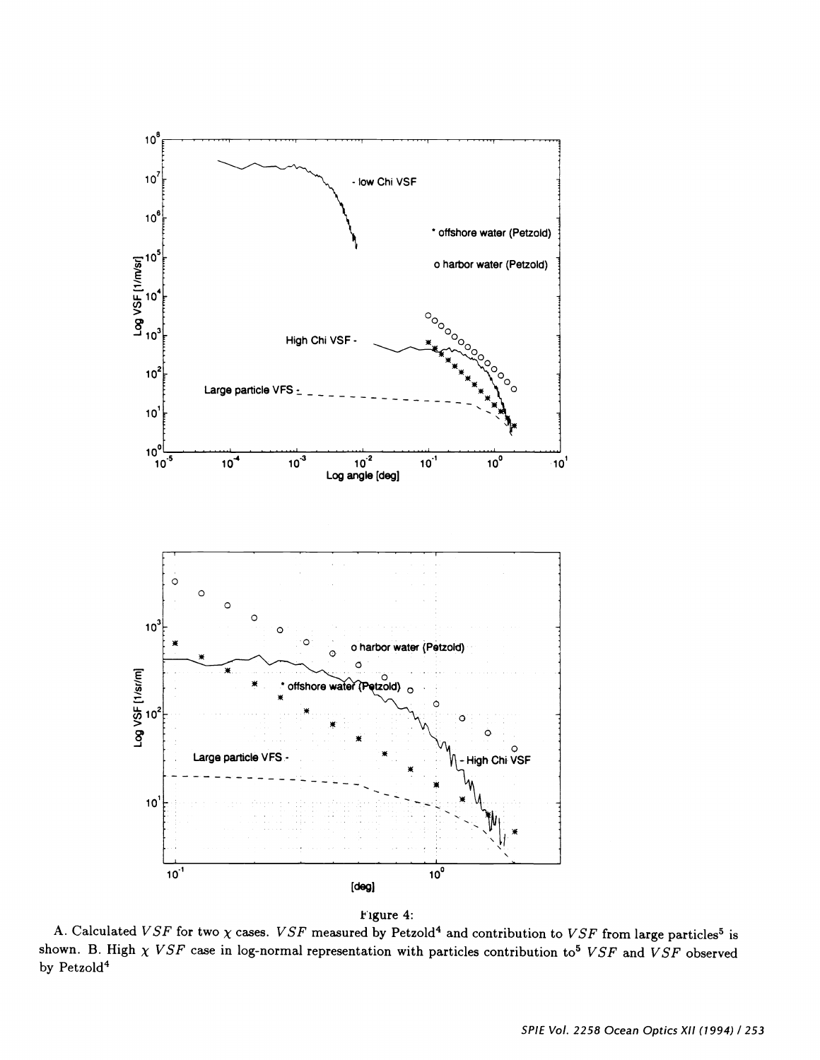Figure 4:

A. Calculated $VSF$ for two $\chi$ cases. $VSF$ measured by Petzold[4] and contribution to $VSF$ from large particles[5] is shown. B. High $\chi$ $VSF$ case in log-normal representation with particles contribution to[5] $VSF$ and $VSF$ observed by Petzold[4]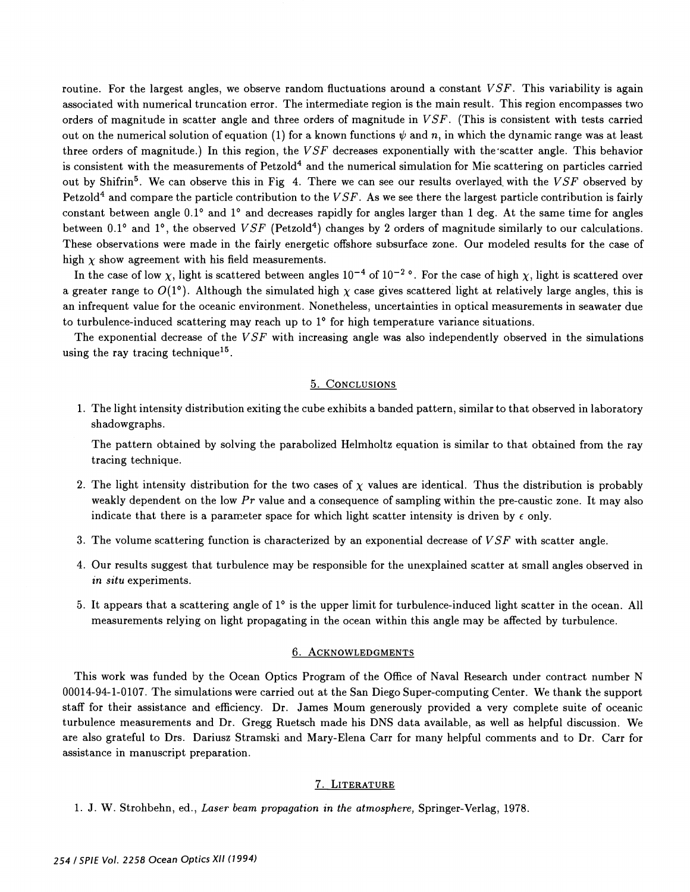routine. For the largest angles, we observe random fluctuations around a constant $VSF$. This variability is again associated with numerical truncation error. The intermediate region is the main result. This region encompasses two orders of magnitude in scatter angle and three orders of magnitude in $VSF$. (This is consistent with tests carried out on the numerical solution of equation (1) for a known functions $\psi$ and $n$, in which the dynamic range was at least three orders of magnitude.) In this region, the $VSF$ decreases exponentially with the scatter angle. This behavior is consistent with the measurements of Petzold[4] and the numerical simulation for Mie scattering on particles carried out by Shifrin[5]. We can observe this in Fig 4. There we can see our results overlayed with the $VSF$ observed by Petzold[4] and compare the particle contribution to the $VSF$. As we see there the largest particle contribution is fairly constant between angle 0.1° and 1° and decreases rapidly for angles larger than 1 deg. At the same time for angles between 0.1° and 1°, the observed $VSF$ (Petzold[4]) changes by 2 orders of magnitude similarly to our calculations. These observations were made in the fairly energetic offshore subsurface zone. Our modeled results for the case of high $\chi$ show agreement with his field measurements.

In the case of low $\chi$, light is scattered between angles $10^{-4}$ of $10^{-2}$ °. For the case of high $\chi$, light is scattered over a greater range to $O(1°)$. Although the simulated high $\chi$ case gives scattered light at relatively large angles, this is an infrequent value for the oceanic environment. Nonetheless, uncertainties in optical measurements in seawater due to turbulence-induced scattering may reach up to 1° for high temperature variance situations.

The exponential decrease of the $VSF$ with increasing angle was also independently observed in the simulations using the ray tracing technique[15].

## 5. Conclusions

1. The light intensity distribution exiting the cube exhibits a banded pattern, similar to that observed in laboratory shadowgraphs.

   The pattern obtained by solving the parabolized Helmholtz equation is similar to that obtained from the ray tracing technique.

2. The light intensity distribution for the two cases of $\chi$ values are identical. Thus the distribution is probably weakly dependent on the low $Pr$ value and a consequence of sampling within the pre-caustic zone. It may also indicate that there is a parameter space for which light scatter intensity is driven by $\epsilon$ only.

3. The volume scattering function is characterized by an exponential decrease of $VSF$ with scatter angle.

4. Our results suggest that turbulence may be responsible for the unexplained scatter at small angles observed in *in situ* experiments.

5. It appears that a scattering angle of 1° is the upper limit for turbulence-induced light scatter in the ocean. All measurements relying on light propagating in the ocean within this angle may be affected by turbulence.

## 6. Acknowledgments

This work was funded by the Ocean Optics Program of the Office of Naval Research under contract number N 00014-94-1-0107. The simulations were carried out at the San Diego Super-computing Center. We thank the support staff for their assistance and efficiency. Dr. James Moum generously provided a very complete suite of oceanic turbulence measurements and Dr. Gregg Ruetsch made his DNS data available, as well as helpful discussion. We are also grateful to Drs. Dariusz Stramski and Mary-Elena Carr for many helpful comments and to Dr. Carr for assistance in manuscript preparation.

## 7. Literature

1. J. W. Strohbehn, ed., *Laser beam propagation in the atmosphere,* Springer-Verlag, 1978.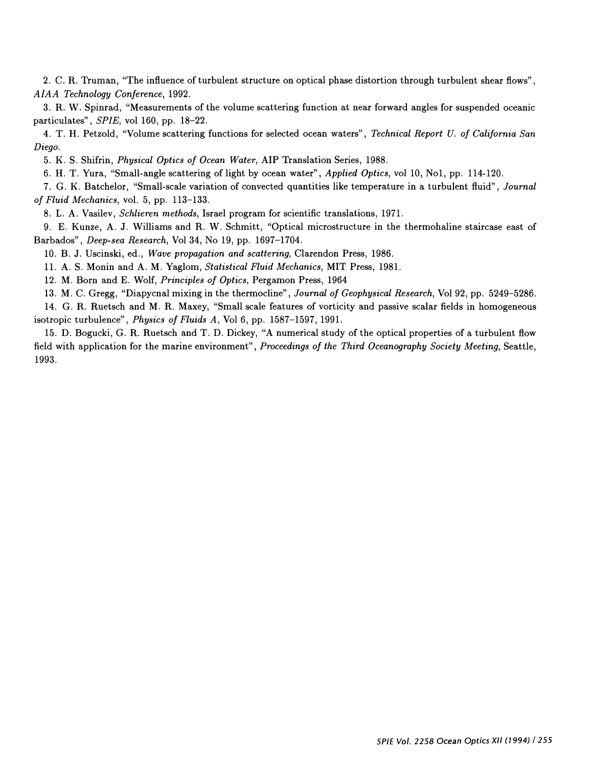2. C. R. Truman, "The influence of turbulent structure on optical phase distortion through turbulent shear flows", *AIAA Technology Conference*, 1992.

3. R. W. Spinrad, "Measurements of the volume scattering function at near forward angles for suspended oceanic particulates", *SPIE*, vol 160, pp. 18–22.

4. T. H. Petzold, "Volume scattering functions for selected ocean waters", *Technical Report U. of California San Diego.*

5. K. S. Shifrin, *Physical Optics of Ocean Water*, AIP Translation Series, 1988.

6. H. T. Yura, "Small-angle scattering of light by ocean water", *Applied Optics*, vol 10, No1, pp. 114-120.

7. G. K. Batchelor, "Small-scale variation of convected quantities like temperature in a turbulent fluid", *Journal of Fluid Mechanics*, vol. 5, pp. 113–133.

8. L. A. Vasilev, *Schlieren methods*, Israel program for scientific translations, 1971.

9. E. Kunze, A. J. Williams and R. W. Schmitt, "Optical microstructure in the thermohaline staircase east of Barbados", *Deep-sea Research*, Vol 34, No 19, pp. 1697–1704.

10. B. J. Uscinski, ed., *Wave propagation and scattering*, Clarendon Press, 1986.

11. A. S. Monin and A. M. Yaglom, *Statistical Fluid Mechanics*, MIT Press, 1981.

12. M. Born and E. Wolf, *Principles of Optics*, Pergamon Press, 1964

13. M. C. Gregg, "Diapycnal mixing in the thermocline", *Journal of Geophysical Research*, Vol 92, pp. 5249–5286.

14. G. R. Ruetsch and M. R. Maxey, "Small scale features of vorticity and passive scalar fields in homogeneous isotropic turbulence", *Physics of Fluids A*, Vol 6, pp. 1587–1597, 1991.

15. D. Bogucki, G. R. Ruetsch and T. D. Dickey, "A numerical study of the optical properties of a turbulent flow field with application for the marine environment", *Proceedings of the Third Oceanography Society Meeting*, Seattle, 1993.